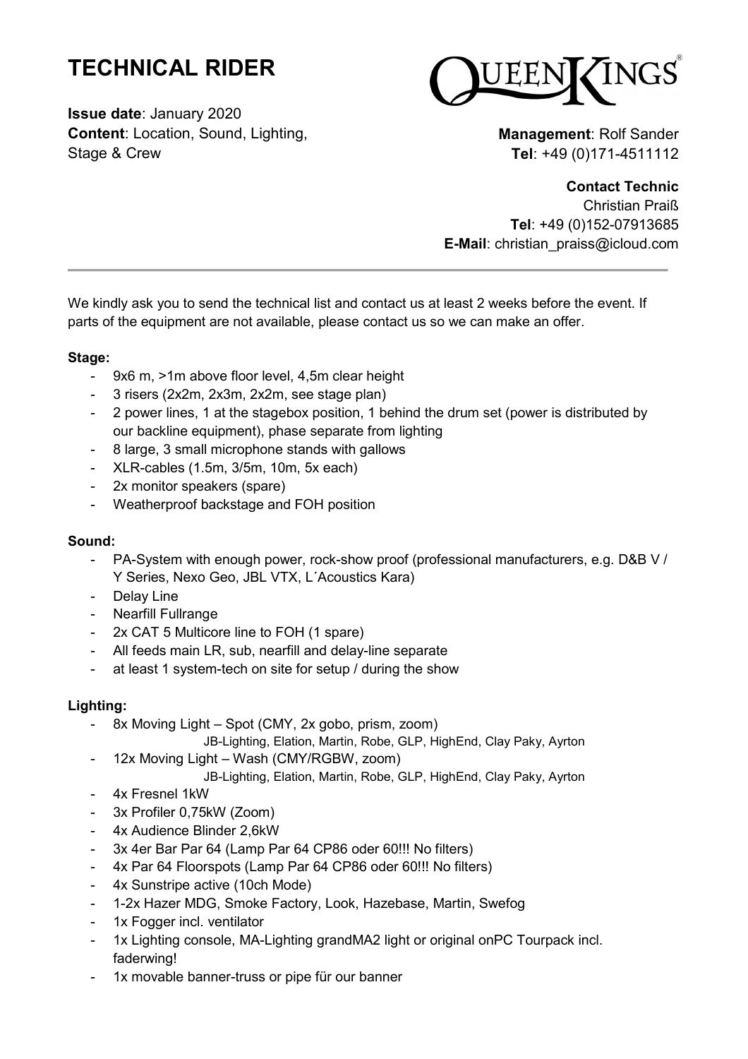# TECHNICAL RIDER

**Issue date**: January 2020
**Content**: Location, Sound, Lighting, Stage & Crew

QUEENKINGS®

**Management**: Rolf Sander
**Tel**: +49 (0)171-4511112

**Contact Technic**
Christian Praiß
**Tel**: +49 (0)152-07913685
**E-Mail**: christian_praiss@icloud.com

---

We kindly ask you to send the technical list and contact us at least 2 weeks before the event. If parts of the equipment are not available, please contact us so we can make an offer.

**Stage:**

- 9x6 m, >1m above floor level, 4,5m clear height
- 3 risers (2x2m, 2x3m, 2x2m, see stage plan)
- 2 power lines, 1 at the stagebox position, 1 behind the drum set (power is distributed by our backline equipment), phase separate from lighting
- 8 large, 3 small microphone stands with gallows
- XLR-cables (1.5m, 3/5m, 10m, 5x each)
- 2x monitor speakers (spare)
- Weatherproof backstage and FOH position

**Sound:**

- PA-System with enough power, rock-show proof (professional manufacturers, e.g. D&B V / Y Series, Nexo Geo, JBL VTX, L´Acoustics Kara)
- Delay Line
- Nearfill Fullrange
- 2x CAT 5 Multicore line to FOH (1 spare)
- All feeds main LR, sub, nearfill and delay-line separate
- at least 1 system-tech on site for setup / during the show

**Lighting:**

- 8x Moving Light – Spot (CMY, 2x gobo, prism, zoom)
  JB-Lighting, Elation, Martin, Robe, GLP, HighEnd, Clay Paky, Ayrton
- 12x Moving Light – Wash (CMY/RGBW, zoom)
  JB-Lighting, Elation, Martin, Robe, GLP, HighEnd, Clay Paky, Ayrton
- 4x Fresnel 1kW
- 3x Profiler 0,75kW (Zoom)
- 4x Audience Blinder 2,6kW
- 3x 4er Bar Par 64 (Lamp Par 64 CP86 oder 60!!! No filters)
- 4x Par 64 Floorspots (Lamp Par 64 CP86 oder 60!!! No filters)
- 4x Sunstripe active (10ch Mode)
- 1-2x Hazer MDG, Smoke Factory, Look, Hazebase, Martin, Swefog
- 1x Fogger incl. ventilator
- 1x Lighting console, MA-Lighting grandMA2 light or original onPC Tourpack incl. faderwing!
- 1x movable banner-truss or pipe für our banner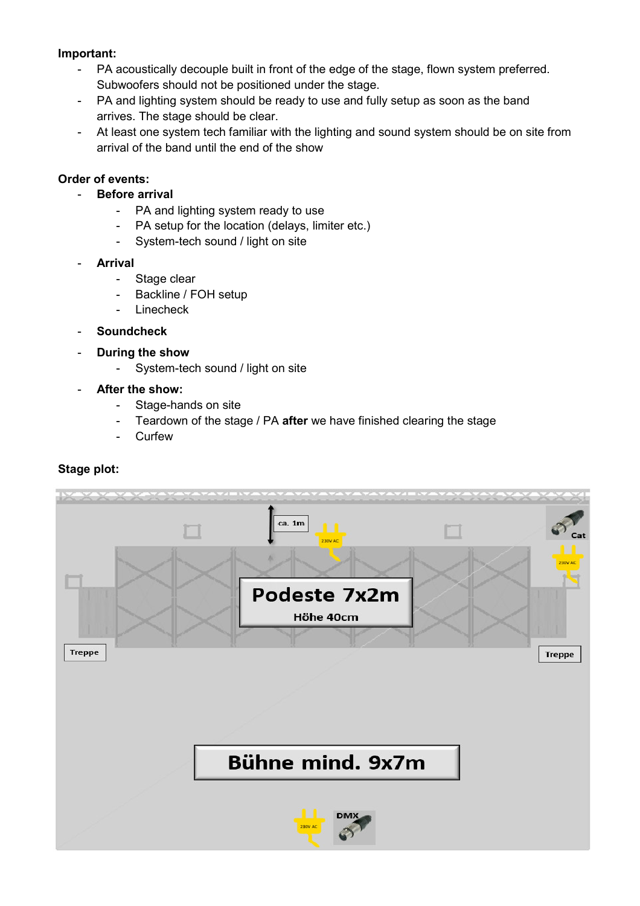**Important:**

- PA acoustically decouple built in front of the edge of the stage, flown system preferred. Subwoofers should not be positioned under the stage.
- PA and lighting system should be ready to use and fully setup as soon as the band arrives. The stage should be clear.
- At least one system tech familiar with the lighting and sound system should be on site from arrival of the band until the end of the show

**Order of events:**

- **Before arrival**
  - PA and lighting system ready to use
  - PA setup for the location (delays, limiter etc.)
  - System-tech sound / light on site
- **Arrival**
  - Stage clear
  - Backline / FOH setup
  - Linecheck
- **Soundcheck**
- **During the show**
  - System-tech sound / light on site
- **After the show:**
  - Stage-hands on site
  - Teardown of the stage / PA **after** we have finished clearing the stage
  - Curfew

**Stage plot:**

ca. 1m

230V AC

Cat

230V AC

Podeste 7x2m

Höhe 40cm

Treppe

Treppe

Bühne mind. 9x7m

230V AC

DMX